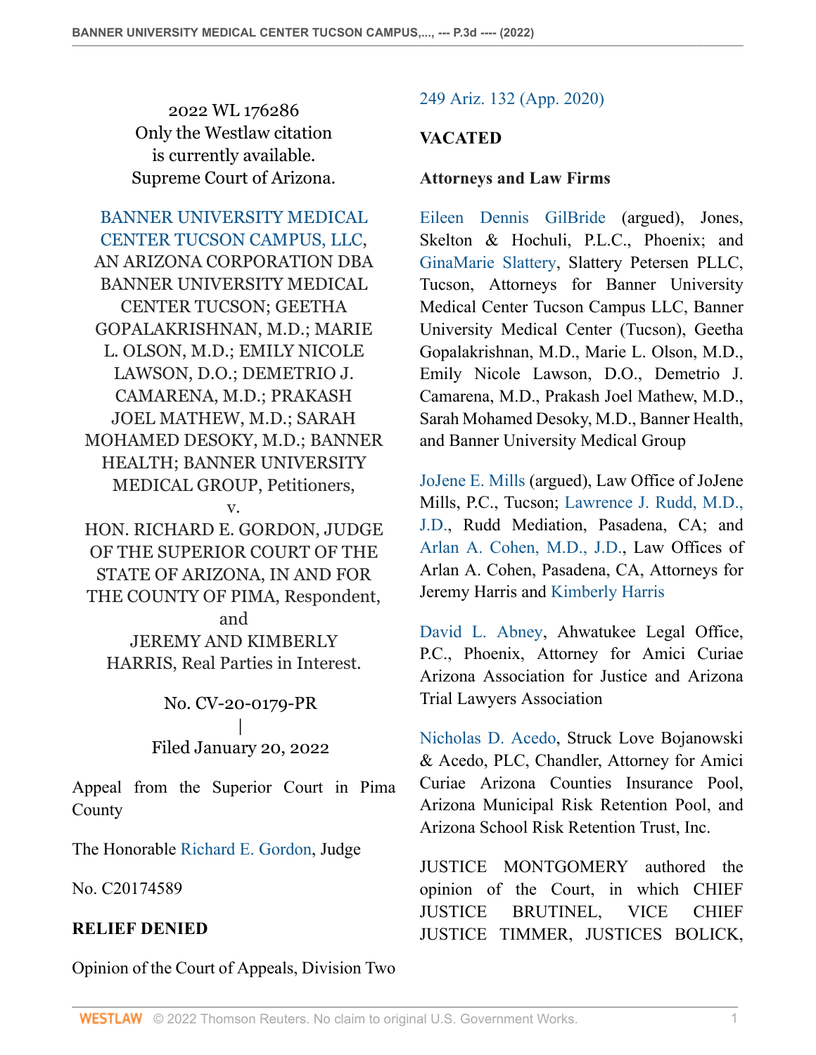2022 WL 176286
Only the Westlaw citation
is currently available.
Supreme Court of Arizona.

BANNER UNIVERSITY MEDICAL CENTER TUCSON CAMPUS, LLC, AN ARIZONA CORPORATION DBA BANNER UNIVERSITY MEDICAL CENTER TUCSON; GEETHA GOPALAKRISHNAN, M.D.; MARIE L. OLSON, M.D.; EMILY NICOLE LAWSON, D.O.; DEMETRIO J. CAMARENA, M.D.; PRAKASH JOEL MATHEW, M.D.; SARAH MOHAMED DESOKY, M.D.; BANNER HEALTH; BANNER UNIVERSITY MEDICAL GROUP, Petitioners,
v.
HON. RICHARD E. GORDON, JUDGE OF THE SUPERIOR COURT OF THE STATE OF ARIZONA, IN AND FOR THE COUNTY OF PIMA, Respondent,
and
JEREMY AND KIMBERLY HARRIS, Real Parties in Interest.

No. CV-20-0179-PR
|
Filed January 20, 2022

Appeal from the Superior Court in Pima County

The Honorable Richard E. Gordon, Judge

No. C20174589

**RELIEF DENIED**

Opinion of the Court of Appeals, Division Two 249 Ariz. 132 (App. 2020)

**VACATED**

**Attorneys and Law Firms**

Eileen Dennis GilBride (argued), Jones, Skelton & Hochuli, P.L.C., Phoenix; and GinaMarie Slattery, Slattery Petersen PLLC, Tucson, Attorneys for Banner University Medical Center Tucson Campus LLC, Banner University Medical Center (Tucson), Geetha Gopalakrishnan, M.D., Marie L. Olson, M.D., Emily Nicole Lawson, D.O., Demetrio J. Camarena, M.D., Prakash Joel Mathew, M.D., Sarah Mohamed Desoky, M.D., Banner Health, and Banner University Medical Group

JoJene E. Mills (argued), Law Office of JoJene Mills, P.C., Tucson; Lawrence J. Rudd, M.D., J.D., Rudd Mediation, Pasadena, CA; and Arlan A. Cohen, M.D., J.D., Law Offices of Arlan A. Cohen, Pasadena, CA, Attorneys for Jeremy Harris and Kimberly Harris

David L. Abney, Ahwatukee Legal Office, P.C., Phoenix, Attorney for Amici Curiae Arizona Association for Justice and Arizona Trial Lawyers Association

Nicholas D. Acedo, Struck Love Bojanowski & Acedo, PLC, Chandler, Attorney for Amici Curiae Arizona Counties Insurance Pool, Arizona Municipal Risk Retention Pool, and Arizona School Risk Retention Trust, Inc.

JUSTICE MONTGOMERY authored the opinion of the Court, in which CHIEF JUSTICE BRUTINEL, VICE CHIEF JUSTICE TIMMER, JUSTICES BOLICK,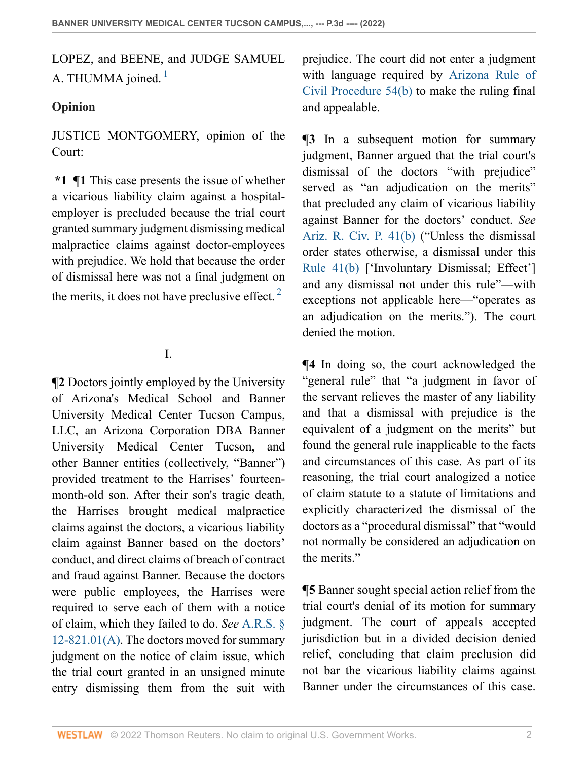LOPEZ, and BEENE, and JUDGE SAMUEL A. THUMMA joined. [1]

## Opinion

JUSTICE MONTGOMERY, opinion of the Court:

**\*1 ¶1** This case presents the issue of whether a vicarious liability claim against a hospital-employer is precluded because the trial court granted summary judgment dismissing medical malpractice claims against doctor-employees with prejudice. We hold that because the order of dismissal here was not a final judgment on the merits, it does not have preclusive effect. [2]

I.

**¶2** Doctors jointly employed by the University of Arizona's Medical School and Banner University Medical Center Tucson Campus, LLC, an Arizona Corporation DBA Banner University Medical Center Tucson, and other Banner entities (collectively, "Banner") provided treatment to the Harrises' fourteen-month-old son. After their son's tragic death, the Harrises brought medical malpractice claims against the doctors, a vicarious liability claim against Banner based on the doctors' conduct, and direct claims of breach of contract and fraud against Banner. Because the doctors were public employees, the Harrises were required to serve each of them with a notice of claim, which they failed to do. *See* A.R.S. § 12-821.01(A). The doctors moved for summary judgment on the notice of claim issue, which the trial court granted in an unsigned minute entry dismissing them from the suit with prejudice. The court did not enter a judgment with language required by Arizona Rule of Civil Procedure 54(b) to make the ruling final and appealable.

**¶3** In a subsequent motion for summary judgment, Banner argued that the trial court's dismissal of the doctors "with prejudice" served as "an adjudication on the merits" that precluded any claim of vicarious liability against Banner for the doctors' conduct. *See* Ariz. R. Civ. P. 41(b) ("Unless the dismissal order states otherwise, a dismissal under this Rule 41(b) ['Involuntary Dismissal; Effect'] and any dismissal not under this rule"—with exceptions not applicable here—"operates as an adjudication on the merits."). The court denied the motion.

**¶4** In doing so, the court acknowledged the "general rule" that "a judgment in favor of the servant relieves the master of any liability and that a dismissal with prejudice is the equivalent of a judgment on the merits" but found the general rule inapplicable to the facts and circumstances of this case. As part of its reasoning, the trial court analogized a notice of claim statute to a statute of limitations and explicitly characterized the dismissal of the doctors as a "procedural dismissal" that "would not normally be considered an adjudication on the merits."

**¶5** Banner sought special action relief from the trial court's denial of its motion for summary judgment. The court of appeals accepted jurisdiction but in a divided decision denied relief, concluding that claim preclusion did not bar the vicarious liability claims against Banner under the circumstances of this case.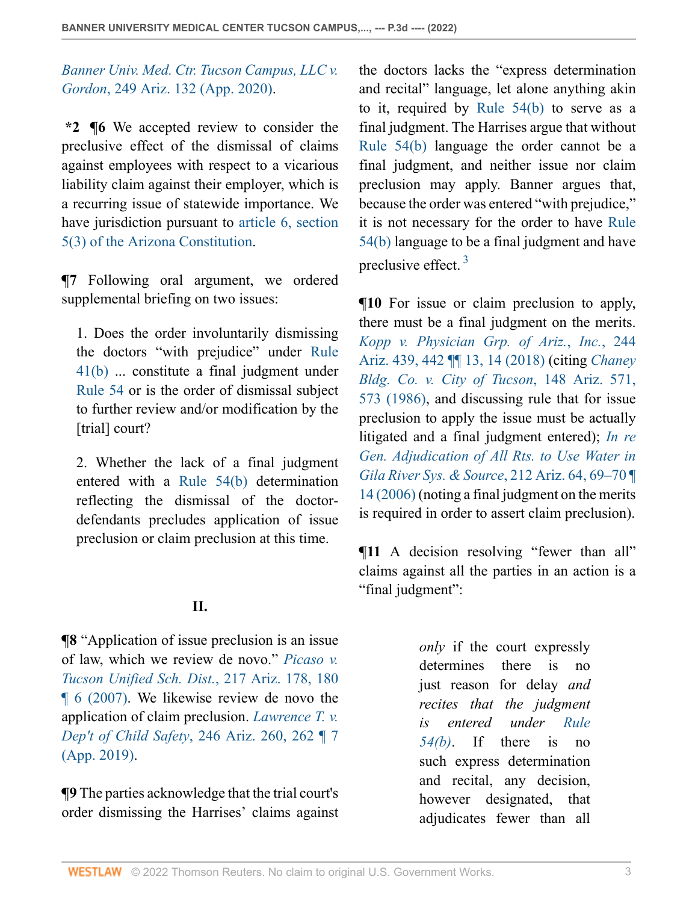*Banner Univ. Med. Ctr. Tucson Campus, LLC v. Gordon*, 249 Ariz. 132 (App. 2020).

**\*2 ¶6** We accepted review to consider the preclusive effect of the dismissal of claims against employees with respect to a vicarious liability claim against their employer, which is a recurring issue of statewide importance. We have jurisdiction pursuant to article 6, section 5(3) of the Arizona Constitution.

**¶7** Following oral argument, we ordered supplemental briefing on two issues:

> 1. Does the order involuntarily dismissing the doctors "with prejudice" under Rule 41(b) ... constitute a final judgment under Rule 54 or is the order of dismissal subject to further review and/or modification by the [trial] court?
>
> 2. Whether the lack of a final judgment entered with a Rule 54(b) determination reflecting the dismissal of the doctor-defendants precludes application of issue preclusion or claim preclusion at this time.

## II.

**¶8** "Application of issue preclusion is an issue of law, which we review de novo." *Picaso v. Tucson Unified Sch. Dist.*, 217 Ariz. 178, 180 ¶ 6 (2007). We likewise review de novo the application of claim preclusion. *Lawrence T. v. Dep't of Child Safety*, 246 Ariz. 260, 262 ¶ 7 (App. 2019).

**¶9** The parties acknowledge that the trial court's order dismissing the Harrises' claims against the doctors lacks the "express determination and recital" language, let alone anything akin to it, required by Rule 54(b) to serve as a final judgment. The Harrises argue that without Rule 54(b) language the order cannot be a final judgment, and neither issue nor claim preclusion may apply. Banner argues that, because the order was entered "with prejudice," it is not necessary for the order to have Rule 54(b) language to be a final judgment and have preclusive effect.[3]

**¶10** For issue or claim preclusion to apply, there must be a final judgment on the merits. *Kopp v. Physician Grp. of Ariz., Inc.*, 244 Ariz. 439, 442 ¶¶ 13, 14 (2018) (citing *Chaney Bldg. Co. v. City of Tucson*, 148 Ariz. 571, 573 (1986), and discussing rule that for issue preclusion to apply the issue must be actually litigated and a final judgment entered); *In re Gen. Adjudication of All Rts. to Use Water in Gila River Sys. & Source*, 212 Ariz. 64, 69–70 ¶ 14 (2006) (noting a final judgment on the merits is required in order to assert claim preclusion).

**¶11** A decision resolving "fewer than all" claims against all the parties in an action is a "final judgment":

> *only* if the court expressly determines there is no just reason for delay *and recites that the judgment is entered under Rule 54(b)*. If there is no such express determination and recital, any decision, however designated, that adjudicates fewer than all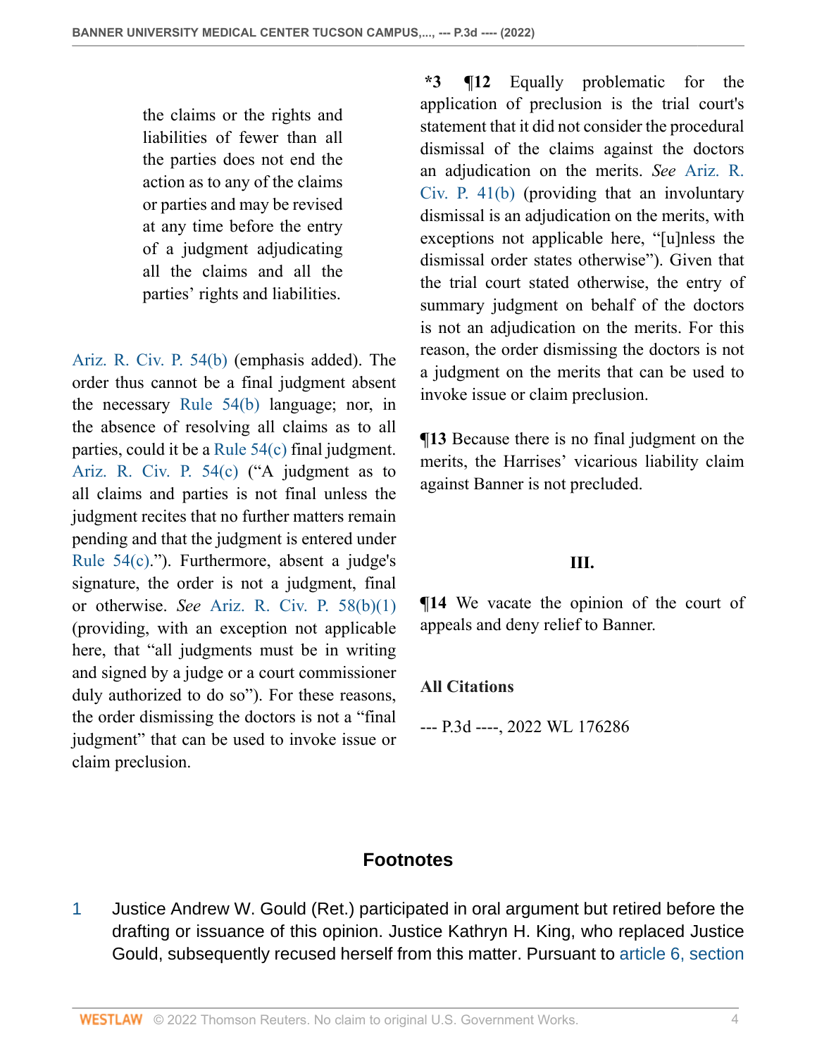> the claims or the rights and liabilities of fewer than all the parties does not end the action as to any of the claims or parties and may be revised at any time before the entry of a judgment adjudicating all the claims and all the parties' rights and liabilities.

Ariz. R. Civ. P. 54(b) (emphasis added). The order thus cannot be a final judgment absent the necessary Rule 54(b) language; nor, in the absence of resolving all claims as to all parties, could it be a Rule 54(c) final judgment. Ariz. R. Civ. P. 54(c) ("A judgment as to all claims and parties is not final unless the judgment recites that no further matters remain pending and that the judgment is entered under Rule 54(c)."). Furthermore, absent a judge's signature, the order is not a judgment, final or otherwise. *See* Ariz. R. Civ. P. 58(b)(1) (providing, with an exception not applicable here, that "all judgments must be in writing and signed by a judge or a court commissioner duly authorized to do so"). For these reasons, the order dismissing the doctors is not a "final judgment" that can be used to invoke issue or claim preclusion.

**\*3 ¶12** Equally problematic for the application of preclusion is the trial court's statement that it did not consider the procedural dismissal of the claims against the doctors an adjudication on the merits. *See* Ariz. R. Civ. P. 41(b) (providing that an involuntary dismissal is an adjudication on the merits, with exceptions not applicable here, "[u]nless the dismissal order states otherwise"). Given that the trial court stated otherwise, the entry of summary judgment on behalf of the doctors is not an adjudication on the merits. For this reason, the order dismissing the doctors is not a judgment on the merits that can be used to invoke issue or claim preclusion.

**¶13** Because there is no final judgment on the merits, the Harrises' vicarious liability claim against Banner is not precluded.

## III.

**¶14** We vacate the opinion of the court of appeals and deny relief to Banner.

### All Citations

--- P.3d ----, 2022 WL 176286

## Footnotes

1 Justice Andrew W. Gould (Ret.) participated in oral argument but retired before the drafting or issuance of this opinion. Justice Kathryn H. King, who replaced Justice Gould, subsequently recused herself from this matter. Pursuant to article 6, section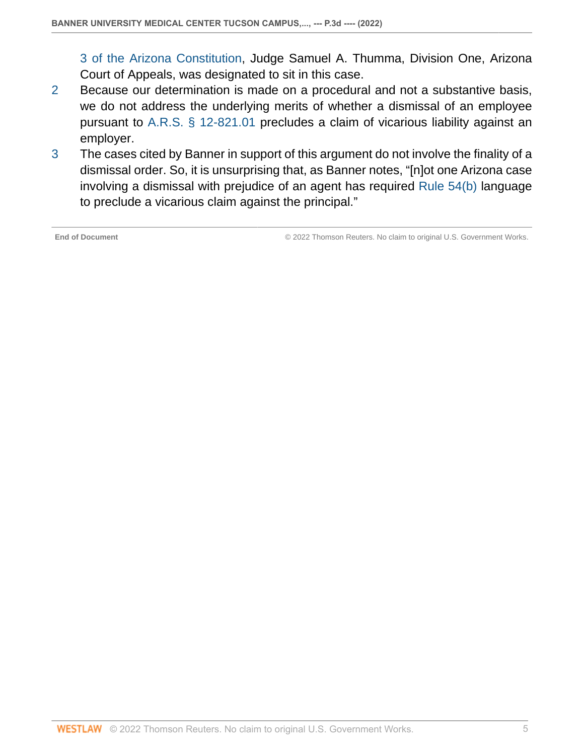3 of the Arizona Constitution, Judge Samuel A. Thumma, Division One, Arizona Court of Appeals, was designated to sit in this case.

2 Because our determination is made on a procedural and not a substantive basis, we do not address the underlying merits of whether a dismissal of an employee pursuant to A.R.S. § 12-821.01 precludes a claim of vicarious liability against an employer.

3 The cases cited by Banner in support of this argument do not involve the finality of a dismissal order. So, it is unsurprising that, as Banner notes, "[n]ot one Arizona case involving a dismissal with prejudice of an agent has required Rule 54(b) language to preclude a vicarious claim against the principal."

End of Document

© 2022 Thomson Reuters. No claim to original U.S. Government Works.